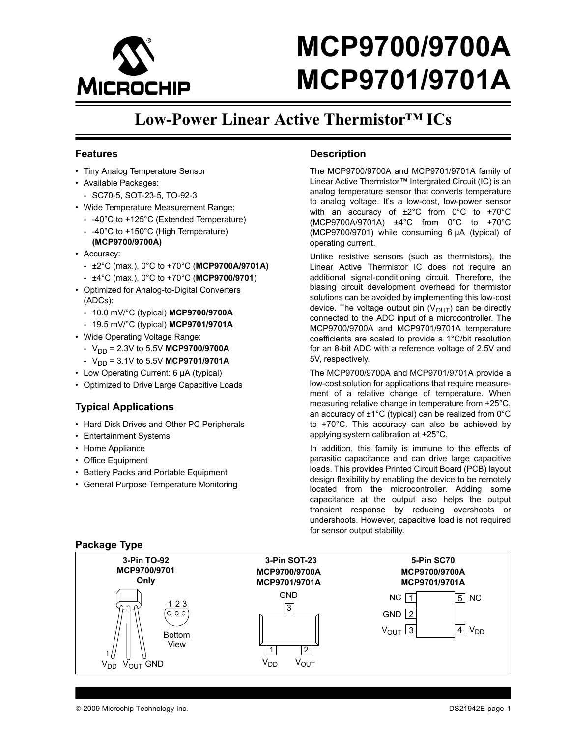# MCP9700/9700A MCP9701/9701A

## Low-Power Linear Active Thermistor™ ICs

### Features

- Tiny Analog Temperature Sensor
- Available Packages:
  - SC70-5, SOT-23-5, TO-92-3
- Wide Temperature Measurement Range:
  - -40°C to +125°C (Extended Temperature)
  - -40°C to +150°C (High Temperature) **(MCP9700/9700A)**
- Accuracy:
  - ±2°C (max.), 0°C to +70°C (**MCP9700A/9701A)**
  - ±4°C (max.), 0°C to +70°C (**MCP9700/9701**)
- Optimized for Analog-to-Digital Converters (ADCs):
  - 10.0 mV/°C (typical) **MCP9700/9700A**
  - 19.5 mV/°C (typical) **MCP9701/9701A**
- Wide Operating Voltage Range:
  - $V_{DD}$ = 2.3V to 5.5V **MCP9700/9700A**
  - $V_{DD}$ = 3.1V to 5.5V **MCP9701/9701A**
- Low Operating Current: 6 µA (typical)
- Optimized to Drive Large Capacitive Loads

### Typical Applications

- Hard Disk Drives and Other PC Peripherals
- Entertainment Systems
- Home Appliance
- Office Equipment
- Battery Packs and Portable Equipment
- General Purpose Temperature Monitoring

### Description

The MCP9700/9700A and MCP9701/9701A family of Linear Active Thermistor™ Intergrated Circuit (IC) is an analog temperature sensor that converts temperature to analog voltage. It's a low-cost, low-power sensor with an accuracy of ±2°C from 0°C to +70°C (MCP9700A/9701A) ±4°C from 0°C to +70°C (MCP9700/9701) while consuming 6 µA (typical) of operating current.

Unlike resistive sensors (such as thermistors), the Linear Active Thermistor IC does not require an additional signal-conditioning circuit. Therefore, the biasing circuit development overhead for thermistor solutions can be avoided by implementing this low-cost device. The voltage output pin ($V_{OUT}$) can be directly connected to the ADC input of a microcontroller. The MCP9700/9700A and MCP9701/9701A temperature coefficients are scaled to provide a 1°C/bit resolution for an 8-bit ADC with a reference voltage of 2.5V and 5V, respectively.

The MCP9700/9700A and MCP9701/9701A provide a low-cost solution for applications that require measurement of a relative change of temperature. When measuring relative change in temperature from +25°C, an accuracy of ±1°C (typical) can be realized from 0°C to +70°C. This accuracy can also be achieved by applying system calibration at +25°C.

In addition, this family is immune to the effects of parasitic capacitance and can drive large capacitive loads. This provides Printed Circuit Board (PCB) layout design flexibility by enabling the device to be remotely located from the microcontroller. Adding some capacitance at the output also helps the output transient response by reducing overshoots or undershoots. However, capacitive load is not required for sensor output stability.

### Package Type

**3-Pin TO-92 MCP9700/9701 Only**

Bottom View: pins 1 2 3 — 1: $V_{DD}$, 2: $V_{OUT}$, 3: GND

**3-Pin SOT-23 MCP9700/9700A MCP9701/9701A**

1: $V_{DD}$, 2: $V_{OUT}$, 3: GND

**5-Pin SC70 MCP9700/9700A MCP9701/9701A**

1: NC, 2: GND, 3: $V_{OUT}$, 4: $V_{DD}$, 5: NC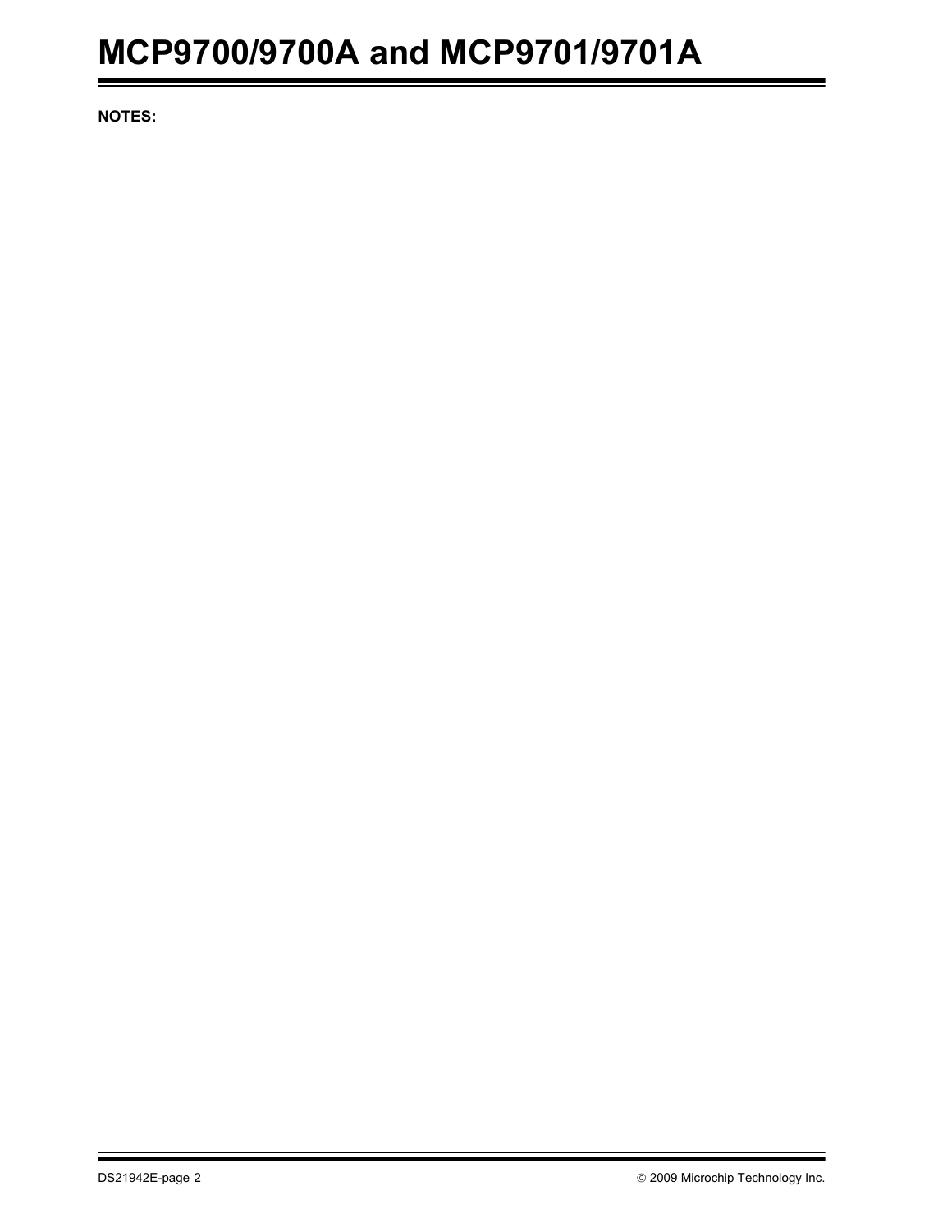**NOTES:**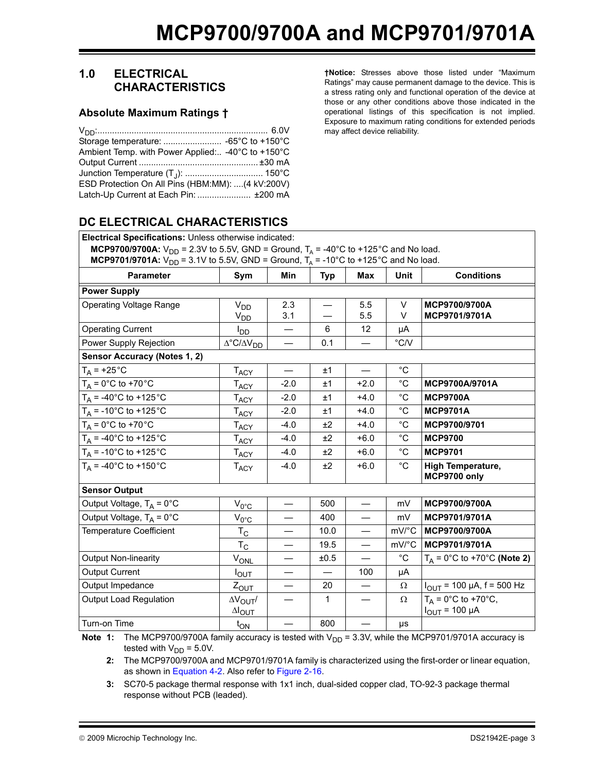## 1.0 ELECTRICAL CHARACTERISTICS

### Absolute Maximum Ratings †

$V_{DD}$: ..................................................................... 6.0V
Storage temperature: ........................ -65°C to +150°C
Ambient Temp. with Power Applied:.. -40°C to +150°C
Output Current .................................................±30 mA
Junction Temperature ($T_J$): ................................ 150°C
ESD Protection On All Pins (HBM:MM): ....(4 kV:200V)
Latch-Up Current at Each Pin: ...................... ±200 mA

**†Notice:** Stresses above those listed under "Maximum Ratings" may cause permanent damage to the device. This is a stress rating only and functional operation of the device at those or any other conditions above those indicated in the operational listings of this specification is not implied. Exposure to maximum rating conditions for extended periods may affect device reliability.

## DC ELECTRICAL CHARACTERISTICS

**Electrical Specifications:** Unless otherwise indicated:
**MCP9700/9700A:** $V_{DD}$ = 2.3V to 5.5V, GND = Ground, $T_A$ = -40°C to +125°C and No load.
**MCP9701/9701A:** $V_{DD}$ = 3.1V to 5.5V, GND = Ground, $T_A$ = -10°C to +125°C and No load.

| Parameter | Sym | Min | Typ | Max | Unit | Conditions |
|---|---|---|---|---|---|---|
| **Power Supply** | | | | | | |
| Operating Voltage Range | $V_{DD}$<br>$V_{DD}$ | 2.3<br>3.1 | —<br>— | 5.5<br>5.5 | V<br>V | **MCP9700/9700A**<br>**MCP9701/9701A** |
| Operating Current | $I_{DD}$ | — | 6 | 12 | µA | |
| Power Supply Rejection | $\Delta°C/\Delta V_{DD}$ | — | 0.1 | — | °C/V | |
| **Sensor Accuracy (Notes 1, 2)** | | | | | | |
| $T_A$ = +25°C | $T_{ACY}$ | — | ±1 | — | °C | |
| $T_A$ = 0°C to +70°C | $T_{ACY}$ | -2.0 | ±1 | +2.0 | °C | **MCP9700A/9701A** |
| $T_A$ = -40°C to +125°C | $T_{ACY}$ | -2.0 | ±1 | +4.0 | °C | **MCP9700A** |
| $T_A$ = -10°C to +125°C | $T_{ACY}$ | -2.0 | ±1 | +4.0 | °C | **MCP9701A** |
| $T_A$ = 0°C to +70°C | $T_{ACY}$ | -4.0 | ±2 | +4.0 | °C | **MCP9700/9701** |
| $T_A$ = -40°C to +125°C | $T_{ACY}$ | -4.0 | ±2 | +6.0 | °C | **MCP9700** |
| $T_A$ = -10°C to +125°C | $T_{ACY}$ | -4.0 | ±2 | +6.0 | °C | **MCP9701** |
| $T_A$ = -40°C to +150°C | $T_{ACY}$ | -4.0 | ±2 | +6.0 | °C | **High Temperature, MCP9700 only** |
| **Sensor Output** | | | | | | |
| Output Voltage, $T_A$ = 0°C | $V_{0°C}$ | — | 500 | — | mV | **MCP9700/9700A** |
| Output Voltage, $T_A$ = 0°C | $V_{0°C}$ | — | 400 | — | mV | **MCP9701/9701A** |
| Temperature Coefficient | $T_C$ | — | 10.0 | — | mV/°C | **MCP9700/9700A** |
| | $T_C$ | — | 19.5 | — | mV/°C | **MCP9701/9701A** |
| Output Non-linearity | $V_{ONL}$ | — | ±0.5 | — | °C | $T_A$ = 0°C to +70°C **(Note 2)** |
| Output Current | $I_{OUT}$ | — | — | 100 | µA | |
| Output Impedance | $Z_{OUT}$ | — | 20 | — | Ω | $I_{OUT}$ = 100 µA, f = 500 Hz |
| Output Load Regulation | $\Delta V_{OUT}/\Delta I_{OUT}$ | — | 1 | — | Ω | $T_A$ = 0°C to +70°C, $I_{OUT}$ = 100 µA |
| Turn-on Time | $t_{ON}$ | — | 800 | — | µs | |

**Note 1:** The MCP9700/9700A family accuracy is tested with $V_{DD}$ = 3.3V, while the MCP9701/9701A accuracy is tested with $V_{DD}$ = 5.0V.

**2:** The MCP9700/9700A and MCP9701/9701A family is characterized using the first-order or linear equation, as shown in Equation 4-2. Also refer to Figure 2-16.

**3:** SC70-5 package thermal response with 1x1 inch, dual-sided copper clad, TO-92-3 package thermal response without PCB (leaded).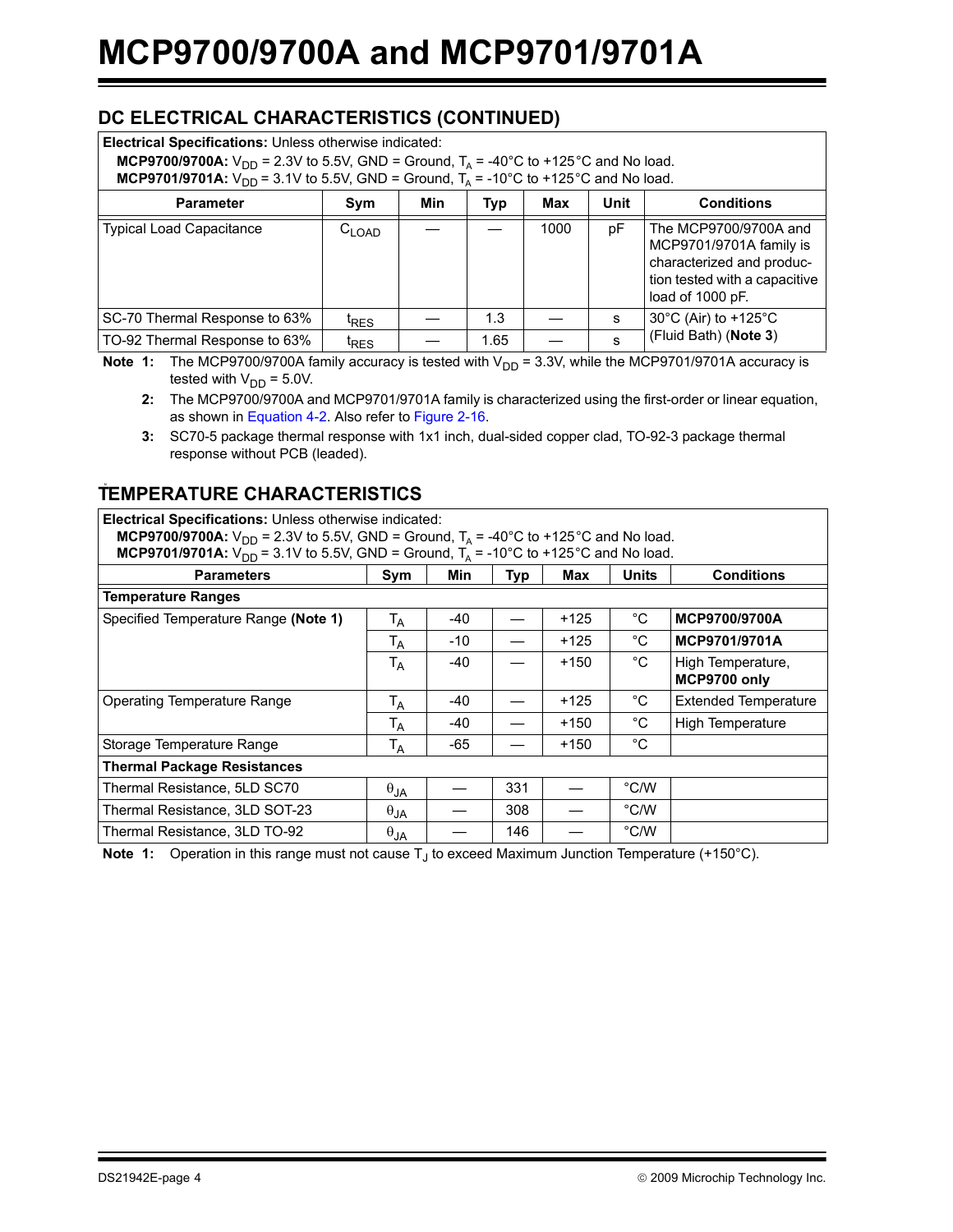## DC ELECTRICAL CHARACTERISTICS (CONTINUED)

**Electrical Specifications:** Unless otherwise indicated:
**MCP9700/9700A:** $V_{DD}$ = 2.3V to 5.5V, GND = Ground, $T_A$ = -40°C to +125°C and No load.
**MCP9701/9701A:** $V_{DD}$ = 3.1V to 5.5V, GND = Ground, $T_A$ = -10°C to +125°C and No load.

| Parameter | Sym | Min | Typ | Max | Unit | Conditions |
|---|---|---|---|---|---|---|
| Typical Load Capacitance | $C_{LOAD}$ | — | — | 1000 | pF | The MCP9700/9700A and MCP9701/9701A family is characterized and production tested with a capacitive load of 1000 pF. |
| SC-70 Thermal Response to 63% | $t_{RES}$ | — | 1.3 | — | s | 30°C (Air) to +125°C (Fluid Bath) (**Note 3**) |
| TO-92 Thermal Response to 63% | $t_{RES}$ | — | 1.65 | — | s | |

**Note 1:** The MCP9700/9700A family accuracy is tested with $V_{DD}$ = 3.3V, while the MCP9701/9701A accuracy is tested with $V_{DD}$ = 5.0V.

**2:** The MCP9700/9700A and MCP9701/9701A family is characterized using the first-order or linear equation, as shown in Equation 4-2. Also refer to Figure 2-16.

**3:** SC70-5 package thermal response with 1x1 inch, dual-sided copper clad, TO-92-3 package thermal response without PCB (leaded).

## TEMPERATURE CHARACTERISTICS

**Electrical Specifications:** Unless otherwise indicated:
**MCP9700/9700A:** $V_{DD}$ = 2.3V to 5.5V, GND = Ground, $T_A$ = -40°C to +125°C and No load.
**MCP9701/9701A:** $V_{DD}$ = 3.1V to 5.5V, GND = Ground, $T_A$ = -10°C to +125°C and No load.

| Parameters | Sym | Min | Typ | Max | Units | Conditions |
|---|---|---|---|---|---|---|
| **Temperature Ranges** | | | | | | |
| Specified Temperature Range (**Note 1**) | $T_A$ | -40 | — | +125 | °C | **MCP9700/9700A** |
| | $T_A$ | -10 | — | +125 | °C | **MCP9701/9701A** |
| | $T_A$ | -40 | — | +150 | °C | High Temperature, **MCP9700 only** |
| Operating Temperature Range | $T_A$ | -40 | — | +125 | °C | Extended Temperature |
| | $T_A$ | -40 | — | +150 | °C | High Temperature |
| Storage Temperature Range | $T_A$ | -65 | — | +150 | °C | |
| **Thermal Package Resistances** | | | | | | |
| Thermal Resistance, 5LD SC70 | $\theta_{JA}$ | — | 331 | — | °C/W | |
| Thermal Resistance, 3LD SOT-23 | $\theta_{JA}$ | — | 308 | — | °C/W | |
| Thermal Resistance, 3LD TO-92 | $\theta_{JA}$ | — | 146 | — | °C/W | |

**Note 1:** Operation in this range must not cause $T_J$ to exceed Maximum Junction Temperature (+150°C).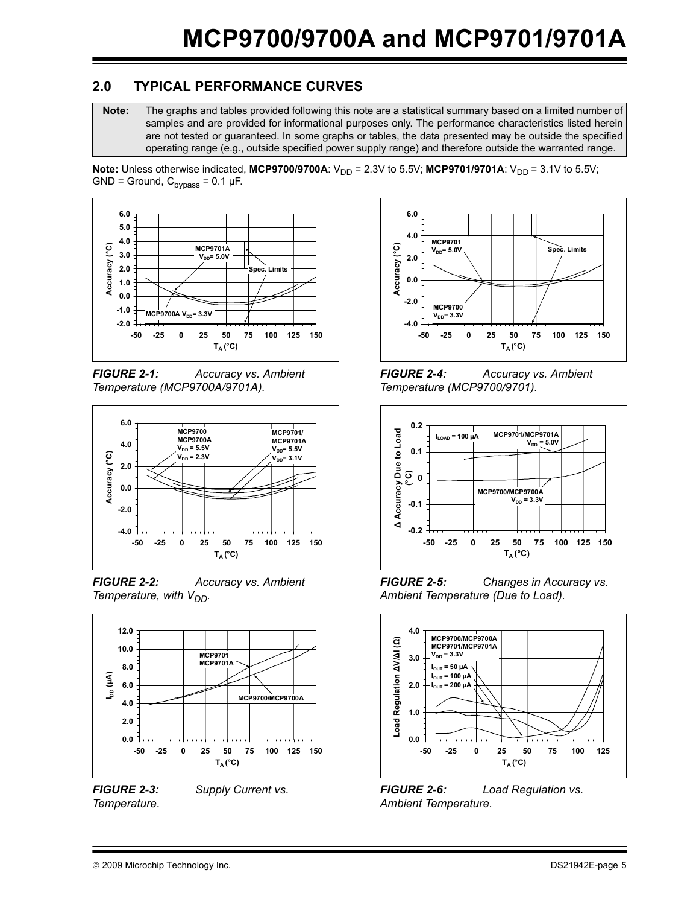## 2.0 TYPICAL PERFORMANCE CURVES

**Note:** The graphs and tables provided following this note are a statistical summary based on a limited number of samples and are provided for informational purposes only. The performance characteristics listed herein are not tested or guaranteed. In some graphs or tables, the data presented may be outside the specified operating range (e.g., outside specified power supply range) and therefore outside the warranted range.

**Note:** Unless otherwise indicated, **MCP9700/9700A**: $V_{DD}$ = 2.3V to 5.5V; **MCP9701/9701A**: $V_{DD}$ = 3.1V to 5.5V; GND = Ground, $C_{bypass}$ = 0.1 µF.

***FIGURE 2-1:*** *Accuracy vs. Ambient Temperature (MCP9700A/9701A).*

***FIGURE 2-2:*** *Accuracy vs. Ambient Temperature, with $V_{DD}$.*

***FIGURE 2-3:*** *Supply Current vs. Temperature.*

***FIGURE 2-4:*** *Accuracy vs. Ambient Temperature (MCP9700/9701).*

***FIGURE 2-5:*** *Changes in Accuracy vs. Ambient Temperature (Due to Load).*

***FIGURE 2-6:*** *Load Regulation vs. Ambient Temperature.*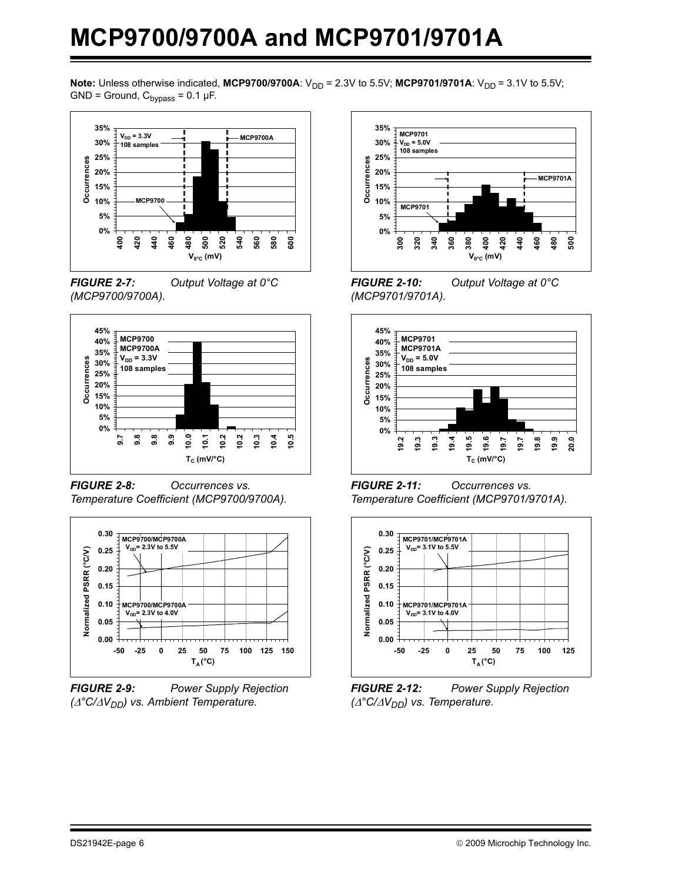**Note:** Unless otherwise indicated, **MCP9700/9700A**: $V_{DD}$ = 2.3V to 5.5V; **MCP9701/9701A**: $V_{DD}$ = 3.1V to 5.5V; GND = Ground, $C_{bypass}$ = 0.1 µF.

***FIGURE 2-7:*** *Output Voltage at 0°C (MCP9700/9700A).*

***FIGURE 2-8:*** *Occurrences vs. Temperature Coefficient (MCP9700/9700A).*

***FIGURE 2-9:*** *Power Supply Rejection ($\Delta$°C/$\Delta V_{DD}$) vs. Ambient Temperature.*

***FIGURE 2-10:*** *Output Voltage at 0°C (MCP9701/9701A).*

***FIGURE 2-11:*** *Occurrences vs. Temperature Coefficient (MCP9701/9701A).*

***FIGURE 2-12:*** *Power Supply Rejection ($\Delta$°C/$\Delta V_{DD}$) vs. Temperature.*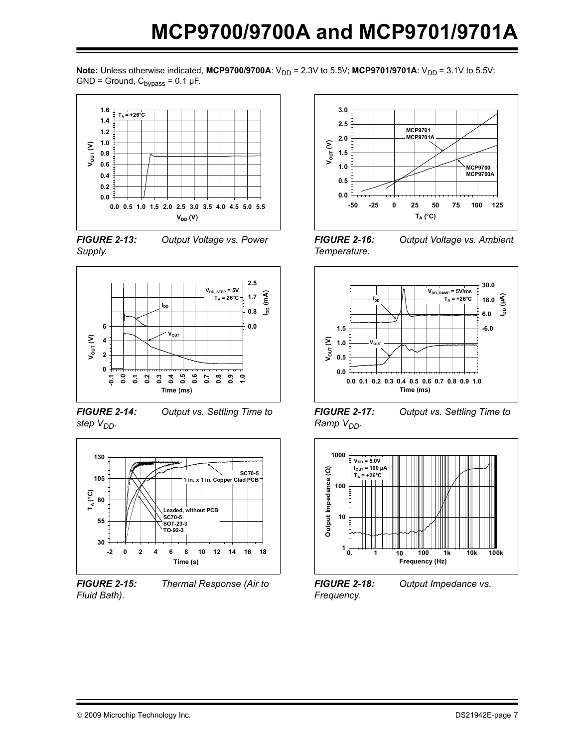**Note:** Unless otherwise indicated, **MCP9700/9700A**: $V_{DD}$ = 2.3V to 5.5V; **MCP9701/9701A**: $V_{DD}$ = 3.1V to 5.5V; GND = Ground, $C_{bypass}$ = 0.1 µF.

***FIGURE 2-13:*** *Output Voltage vs. Power Supply.*

***FIGURE 2-14:*** *Output vs. Settling Time to step $V_{DD}$.*

***FIGURE 2-15:*** *Thermal Response (Air to Fluid Bath).*

***FIGURE 2-16:*** *Output Voltage vs. Ambient Temperature.*

***FIGURE 2-17:*** *Output vs. Settling Time to Ramp $V_{DD}$.*

***FIGURE 2-18:*** *Output Impedance vs. Frequency.*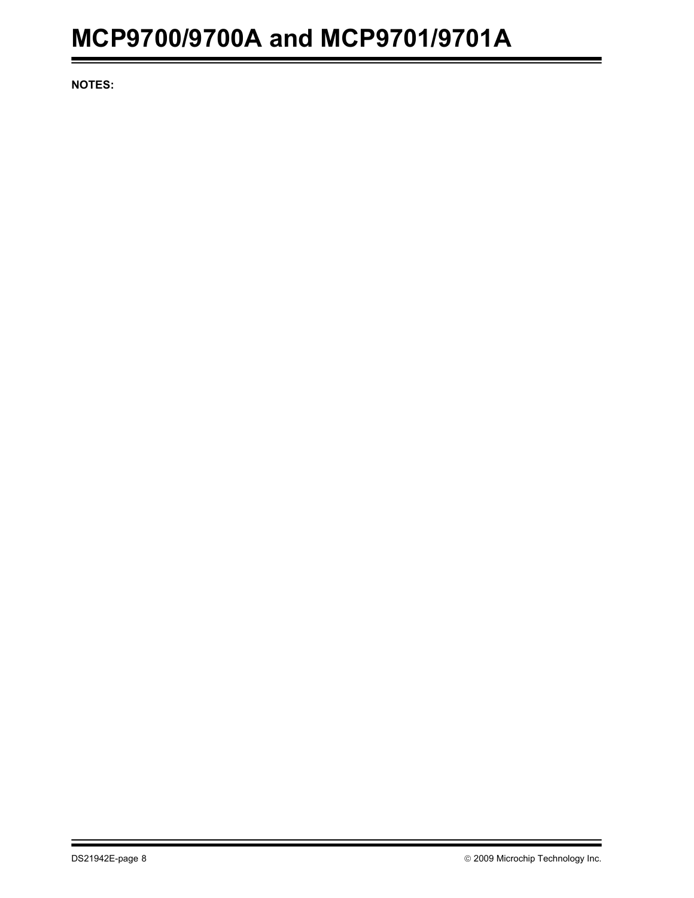**NOTES:**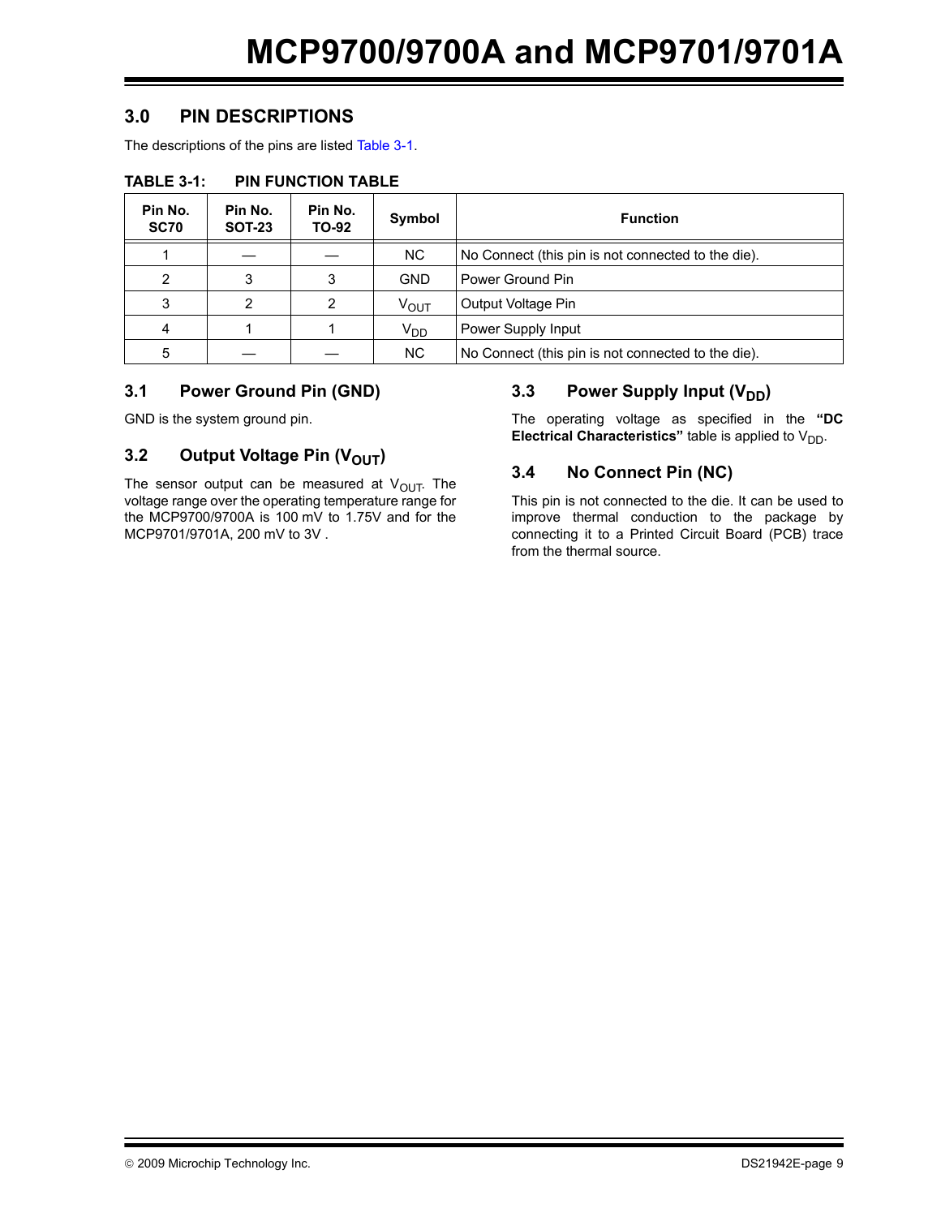## 3.0 PIN DESCRIPTIONS

The descriptions of the pins are listed Table 3-1.

**TABLE 3-1: PIN FUNCTION TABLE**

| Pin No. SC70 | Pin No. SOT-23 | Pin No. TO-92 | Symbol | Function |
|---|---|---|---|---|
| 1 | — | — | NC | No Connect (this pin is not connected to the die). |
| 2 | 3 | 3 | GND | Power Ground Pin |
| 3 | 2 | 2 | $V_{OUT}$ | Output Voltage Pin |
| 4 | 1 | 1 | $V_{DD}$ | Power Supply Input |
| 5 | — | — | NC | No Connect (this pin is not connected to the die). |

### 3.1 Power Ground Pin (GND)

GND is the system ground pin.

### 3.2 Output Voltage Pin ($V_{OUT}$)

The sensor output can be measured at $V_{OUT}$. The voltage range over the operating temperature range for the MCP9700/9700A is 100 mV to 1.75V and for the MCP9701/9701A, 200 mV to 3V .

### 3.3 Power Supply Input ($V_{DD}$)

The operating voltage as specified in the **"DC Electrical Characteristics"** table is applied to $V_{DD}$.

### 3.4 No Connect Pin (NC)

This pin is not connected to the die. It can be used to improve thermal conduction to the package by connecting it to a Printed Circuit Board (PCB) trace from the thermal source.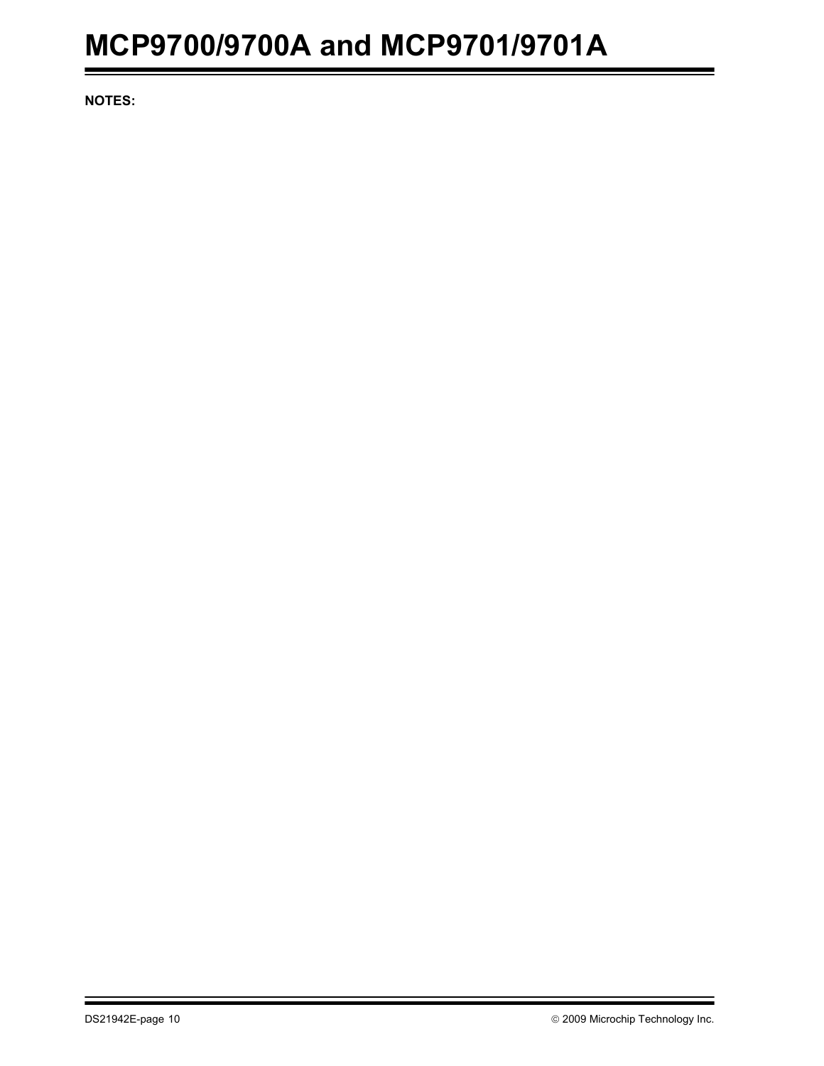**NOTES:**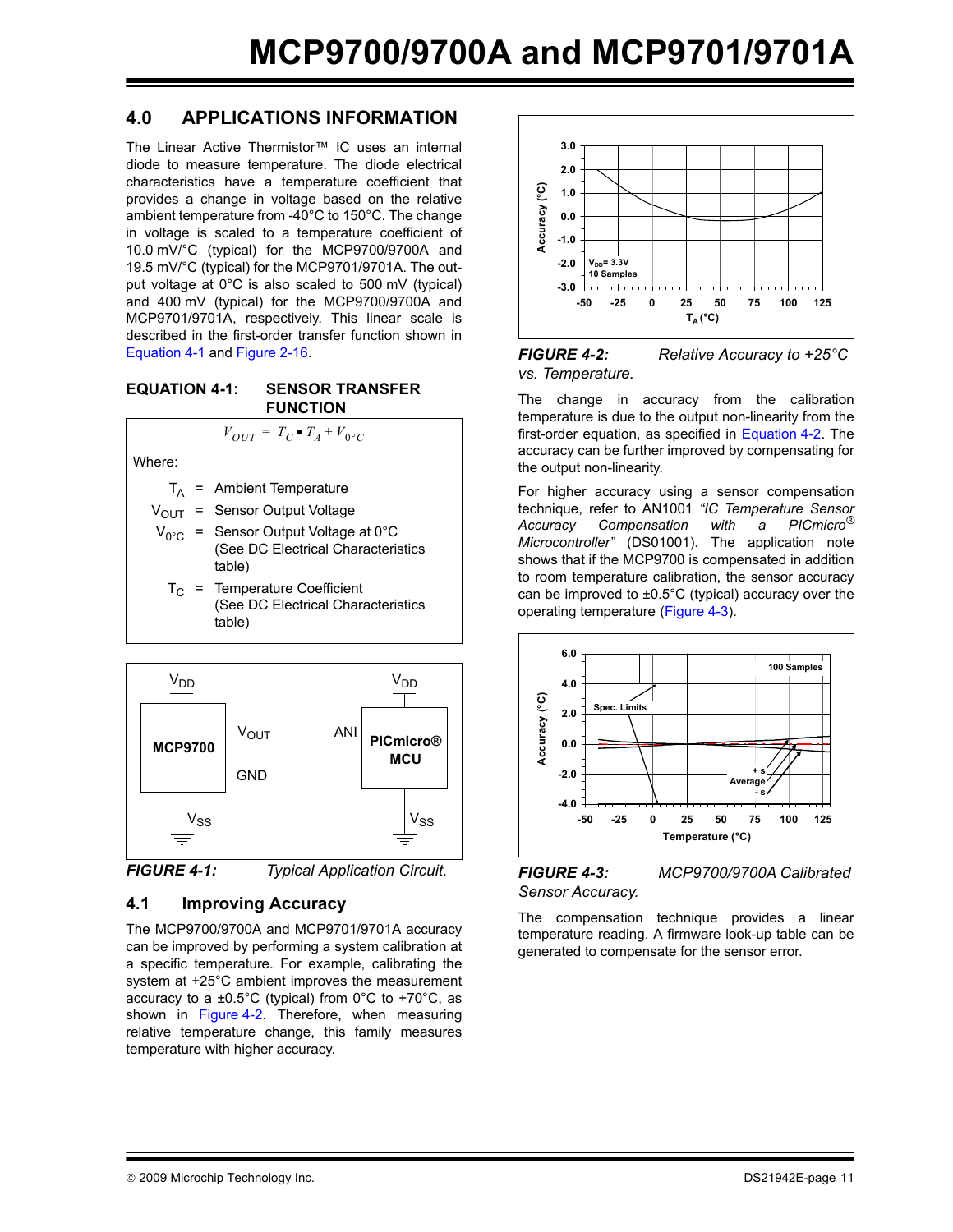## 4.0 APPLICATIONS INFORMATION

The Linear Active Thermistor™ IC uses an internal diode to measure temperature. The diode electrical characteristics have a temperature coefficient that provides a change in voltage based on the relative ambient temperature from -40°C to 150°C. The change in voltage is scaled to a temperature coefficient of 10.0 mV/°C (typical) for the MCP9700/9700A and 19.5 mV/°C (typical) for the MCP9701/9701A. The output voltage at 0°C is also scaled to 500 mV (typical) and 400 mV (typical) for the MCP9700/9700A and MCP9701/9701A, respectively. This linear scale is described in the first-order transfer function shown in Equation 4-1 and Figure 2-16.

**EQUATION 4-1: SENSOR TRANSFER FUNCTION**

$$V_{OUT} = T_C \bullet T_A + V_{0°C}$$

Where:

- $T_A$ = Ambient Temperature
- $V_{OUT}$ = Sensor Output Voltage
- $V_{0°C}$ = Sensor Output Voltage at 0°C (See DC Electrical Characteristics table)
- $T_C$ = Temperature Coefficient (See DC Electrical Characteristics table)

*FIGURE 4-1: Typical Application Circuit.*

### 4.1 Improving Accuracy

The MCP9700/9700A and MCP9701/9701A accuracy can be improved by performing a system calibration at a specific temperature. For example, calibrating the system at +25°C ambient improves the measurement accuracy to a ±0.5°C (typical) from 0°C to +70°C, as shown in Figure 4-2. Therefore, when measuring relative temperature change, this family measures temperature with higher accuracy.

*FIGURE 4-2: Relative Accuracy to +25°C vs. Temperature.*

The change in accuracy from the calibration temperature is due to the output non-linearity from the first-order equation, as specified in Equation 4-2. The accuracy can be further improved by compensating for the output non-linearity.

For higher accuracy using a sensor compensation technique, refer to AN1001 *"IC Temperature Sensor Accuracy Compensation with a PICmicro® Microcontroller"* (DS01001). The application note shows that if the MCP9700 is compensated in addition to room temperature calibration, the sensor accuracy can be improved to ±0.5°C (typical) accuracy over the operating temperature (Figure 4-3).

*FIGURE 4-3: MCP9700/9700A Calibrated Sensor Accuracy.*

The compensation technique provides a linear temperature reading. A firmware look-up table can be generated to compensate for the sensor error.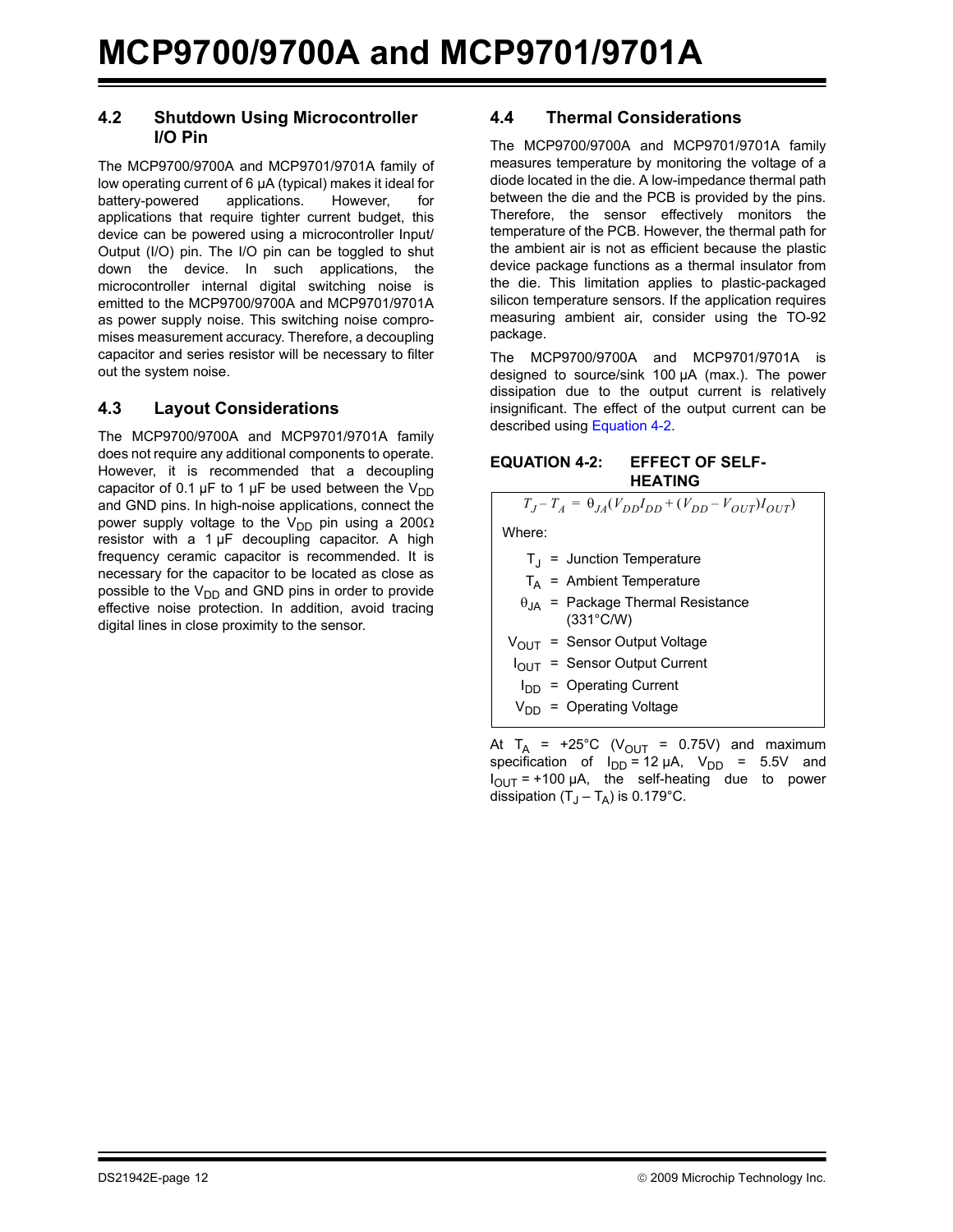## 4.2 Shutdown Using Microcontroller I/O Pin

The MCP9700/9700A and MCP9701/9701A family of low operating current of 6 µA (typical) makes it ideal for battery-powered applications. However, for applications that require tighter current budget, this device can be powered using a microcontroller Input/Output (I/O) pin. The I/O pin can be toggled to shut down the device. In such applications, the microcontroller internal digital switching noise is emitted to the MCP9700/9700A and MCP9701/9701A as power supply noise. This switching noise compromises measurement accuracy. Therefore, a decoupling capacitor and series resistor will be necessary to filter out the system noise.

## 4.3 Layout Considerations

The MCP9700/9700A and MCP9701/9701A family does not require any additional components to operate. However, it is recommended that a decoupling capacitor of 0.1 µF to 1 µF be used between the $V_{DD}$ and GND pins. In high-noise applications, connect the power supply voltage to the $V_{DD}$ pin using a 200Ω resistor with a 1 µF decoupling capacitor. A high frequency ceramic capacitor is recommended. It is necessary for the capacitor to be located as close as possible to the $V_{DD}$ and GND pins in order to provide effective noise protection. In addition, avoid tracing digital lines in close proximity to the sensor.

## 4.4 Thermal Considerations

The MCP9700/9700A and MCP9701/9701A family measures temperature by monitoring the voltage of a diode located in the die. A low-impedance thermal path between the die and the PCB is provided by the pins. Therefore, the sensor effectively monitors the temperature of the PCB. However, the thermal path for the ambient air is not as efficient because the plastic device package functions as a thermal insulator from the die. This limitation applies to plastic-packaged silicon temperature sensors. If the application requires measuring ambient air, consider using the TO-92 package.

The MCP9700/9700A and MCP9701/9701A is designed to source/sink 100 µA (max.). The power dissipation due to the output current is relatively insignificant. The effect of the output current can be described using Equation 4-2.

**EQUATION 4-2: EFFECT OF SELF-HEATING**

$$T_J - T_A = \theta_{JA}(V_{DD}I_{DD} + (V_{DD} - V_{OUT})I_{OUT})$$

Where:

- $T_J$ = Junction Temperature
- $T_A$ = Ambient Temperature
- $\theta_{JA}$ = Package Thermal Resistance (331°C/W)
- $V_{OUT}$ = Sensor Output Voltage
- $I_{OUT}$ = Sensor Output Current
- $I_{DD}$ = Operating Current
- $V_{DD}$ = Operating Voltage

At $T_A$ = +25°C ($V_{OUT}$ = 0.75V) and maximum specification of $I_{DD}$ = 12 µA, $V_{DD}$ = 5.5V and $I_{OUT}$ = +100 µA, the self-heating due to power dissipation ($T_J - T_A$) is 0.179°C.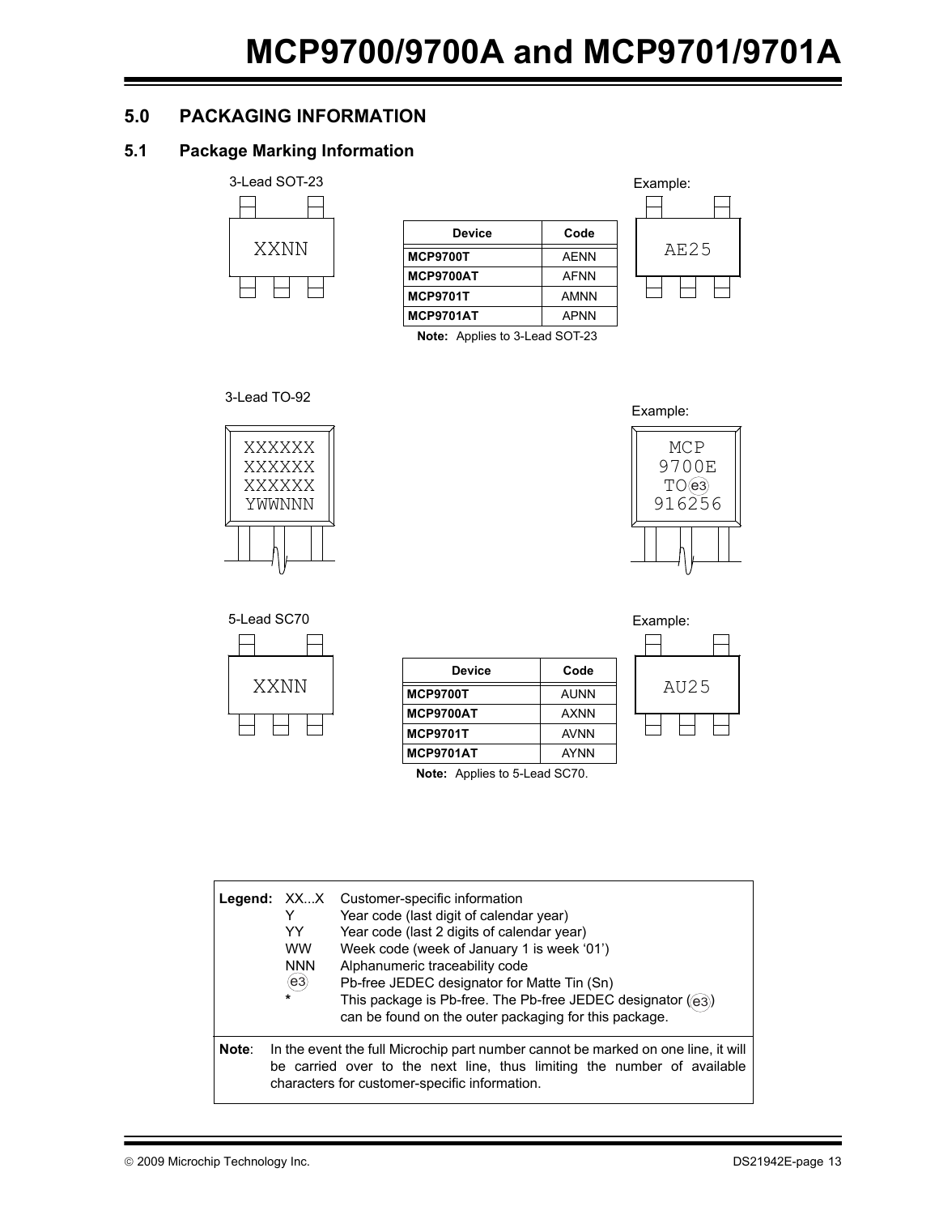## 5.0 PACKAGING INFORMATION

### 5.1 Package Marking Information

3-Lead SOT-23

XXNN

| Device | Code |
|---|---|
| MCP9700T | AENN |
| MCP9700AT | AFNN |
| MCP9701T | AMNN |
| MCP9701AT | APNN |

**Note:** Applies to 3-Lead SOT-23

Example:

AE25

3-Lead TO-92

XXXXXX
XXXXXX
XXXXXX
YWWNNN

Example:

MCP
9700E
TO(e3)
916256

5-Lead SC70

XXNN

| Device | Code |
|---|---|
| MCP9700T | AUNN |
| MCP9700AT | AXNN |
| MCP9701T | AVNN |
| MCP9701AT | AYNN |

**Note:** Applies to 5-Lead SC70.

Example:

AU25

| **Legend:** | |
|---|---|
| XX...X | Customer-specific information |
| Y | Year code (last digit of calendar year) |
| YY | Year code (last 2 digits of calendar year) |
| WW | Week code (week of January 1 is week '01') |
| NNN | Alphanumeric traceability code |
| (e3) | Pb-free JEDEC designator for Matte Tin (Sn) |
| * | This package is Pb-free. The Pb-free JEDEC designator ((e3)) can be found on the outer packaging for this package. |

**Note**: In the event the full Microchip part number cannot be marked on one line, it will be carried over to the next line, thus limiting the number of available characters for customer-specific information.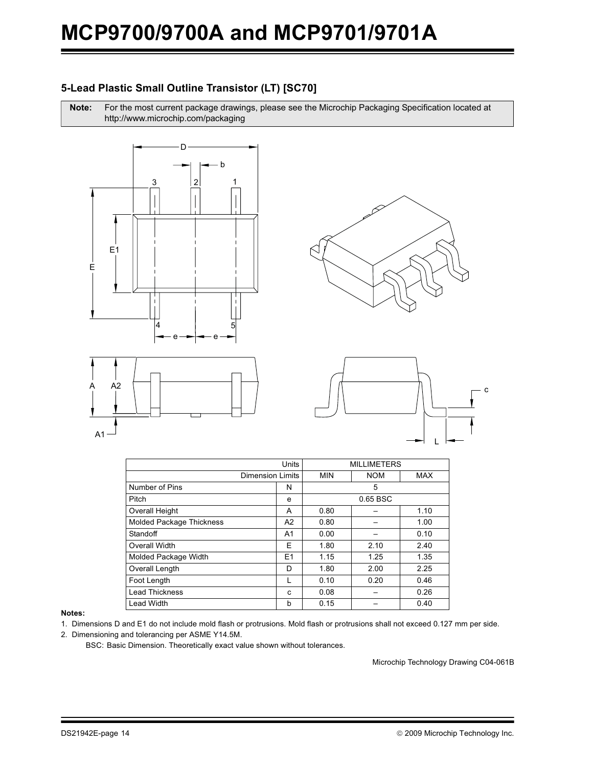### 5-Lead Plastic Small Outline Transistor (LT) [SC70]

**Note:** For the most current package drawings, please see the Microchip Packaging Specification located at http://www.microchip.com/packaging

| Units | | MILLIMETERS | | |
|---|---|---|---|---|
| Dimension Limits | | MIN | NOM | MAX |
| Number of Pins | N | | 5 | |
| Pitch | e | | 0.65 BSC | |
| Overall Height | A | 0.80 | – | 1.10 |
| Molded Package Thickness | A2 | 0.80 | – | 1.00 |
| Standoff | A1 | 0.00 | – | 0.10 |
| Overall Width | E | 1.80 | 2.10 | 2.40 |
| Molded Package Width | E1 | 1.15 | 1.25 | 1.35 |
| Overall Length | D | 1.80 | 2.00 | 2.25 |
| Foot Length | L | 0.10 | 0.20 | 0.46 |
| Lead Thickness | c | 0.08 | – | 0.26 |
| Lead Width | b | 0.15 | – | 0.40 |

**Notes:**

1. Dimensions D and E1 do not include mold flash or protrusions. Mold flash or protrusions shall not exceed 0.127 mm per side.
2. Dimensioning and tolerancing per ASME Y14.5M.

   BSC: Basic Dimension. Theoretically exact value shown without tolerances.

Microchip Technology Drawing C04-061B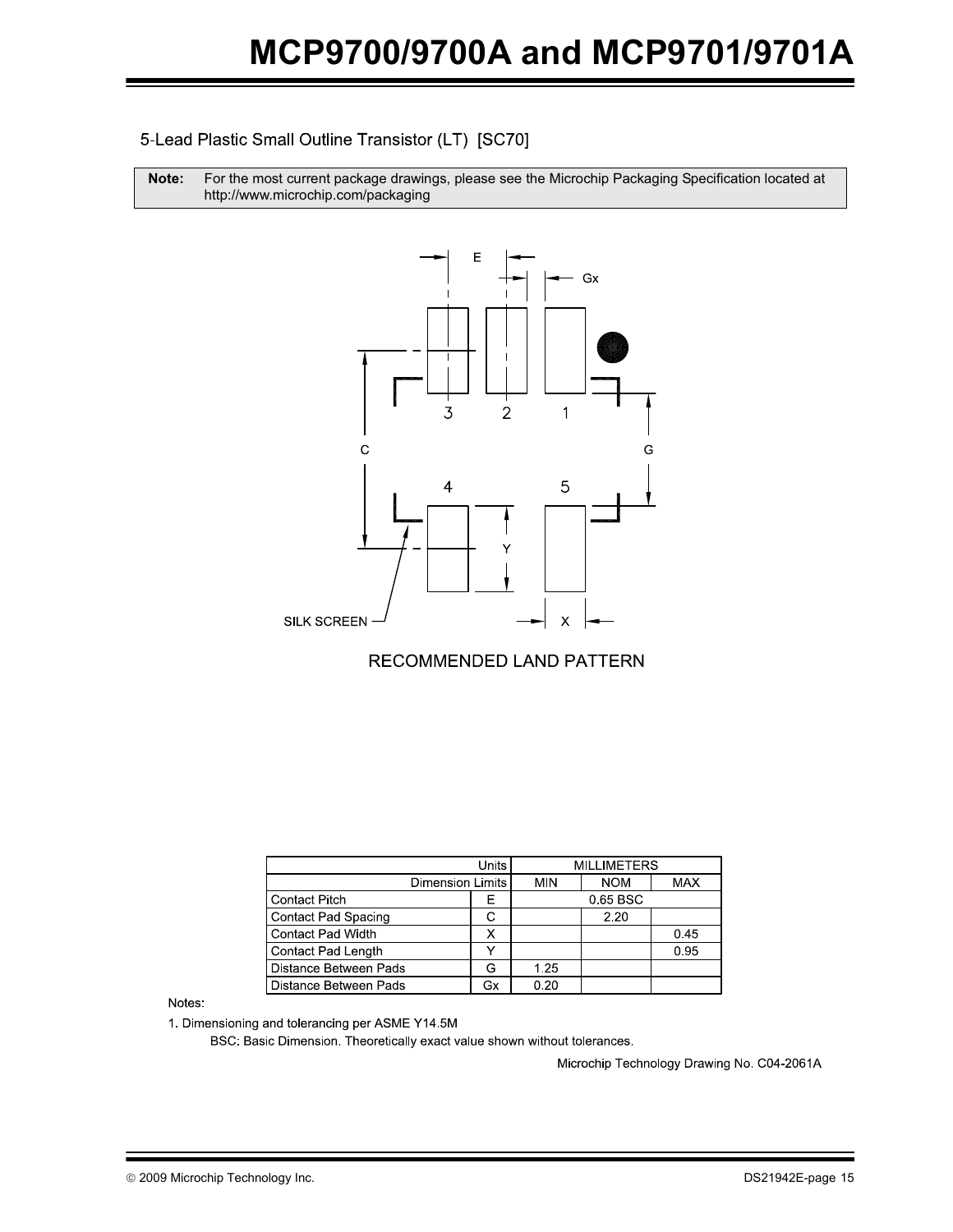## 5-Lead Plastic Small Outline Transistor (LT) [SC70]

**Note:** For the most current package drawings, please see the Microchip Packaging Specification located at http://www.microchip.com/packaging

RECOMMENDED LAND PATTERN

| Units | | MILLIMETERS | | |
|---|---|---|---|---|
| Dimension Limits | | MIN | NOM | MAX |
| Contact Pitch | E | | 0.65 BSC | |
| Contact Pad Spacing | C | | 2.20 | |
| Contact Pad Width | X | | | 0.45 |
| Contact Pad Length | Y | | | 0.95 |
| Distance Between Pads | G | 1.25 | | |
| Distance Between Pads | Gx | 0.20 | | |

Notes:

1. Dimensioning and tolerancing per ASME Y14.5M

   BSC: Basic Dimension. Theoretically exact value shown without tolerances.

Microchip Technology Drawing No. C04-2061A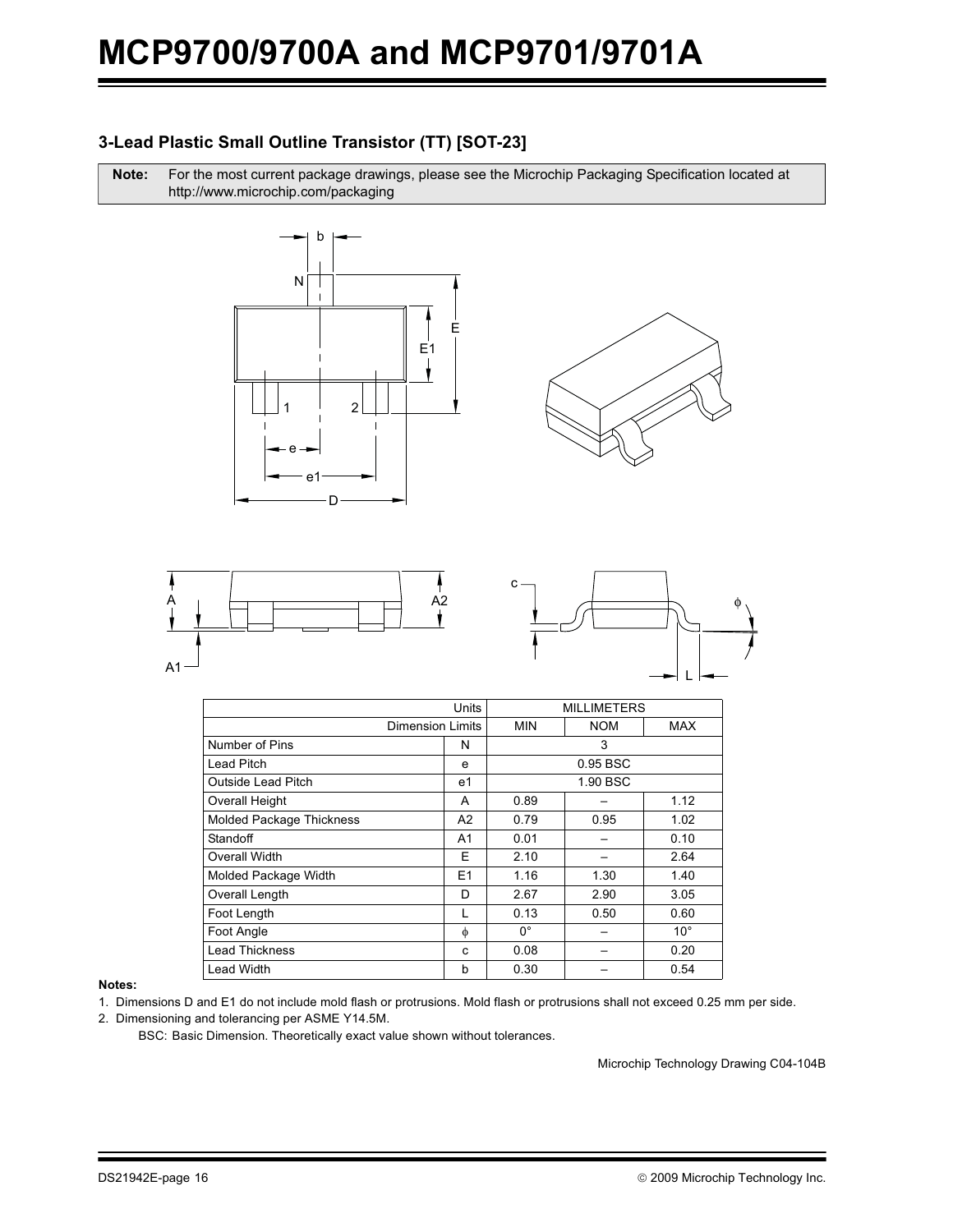### 3-Lead Plastic Small Outline Transistor (TT) [SOT-23]

**Note:** For the most current package drawings, please see the Microchip Packaging Specification located at http://www.microchip.com/packaging

| Units | | MILLIMETERS | | |
|---|---|---|---|---|
| Dimension Limits | | MIN | NOM | MAX |
| Number of Pins | N | | 3 | |
| Lead Pitch | e | | 0.95 BSC | |
| Outside Lead Pitch | e1 | | 1.90 BSC | |
| Overall Height | A | 0.89 | – | 1.12 |
| Molded Package Thickness | A2 | 0.79 | 0.95 | 1.02 |
| Standoff | A1 | 0.01 | – | 0.10 |
| Overall Width | E | 2.10 | – | 2.64 |
| Molded Package Width | E1 | 1.16 | 1.30 | 1.40 |
| Overall Length | D | 2.67 | 2.90 | 3.05 |
| Foot Length | L | 0.13 | 0.50 | 0.60 |
| Foot Angle | ϕ | 0° | – | 10° |
| Lead Thickness | c | 0.08 | – | 0.20 |
| Lead Width | b | 0.30 | – | 0.54 |

**Notes:**

1. Dimensions D and E1 do not include mold flash or protrusions. Mold flash or protrusions shall not exceed 0.25 mm per side.
2. Dimensioning and tolerancing per ASME Y14.5M.

   BSC: Basic Dimension. Theoretically exact value shown without tolerances.

Microchip Technology Drawing C04-104B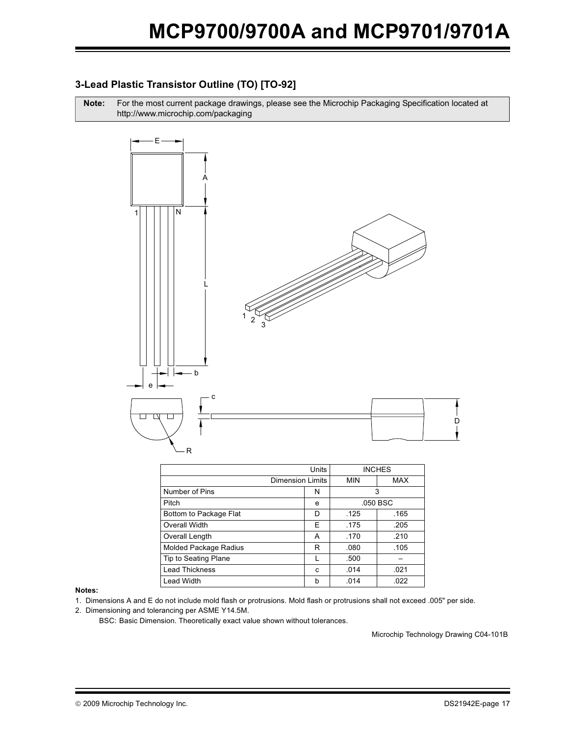### 3-Lead Plastic Transistor Outline (TO) [TO-92]

**Note:** For the most current package drawings, please see the Microchip Packaging Specification located at http://www.microchip.com/packaging

| Units | | INCHES | |
|---|---|---|---|
| Dimension Limits | | MIN | MAX |
| Number of Pins | N | 3 | |
| Pitch | e | .050 BSC | |
| Bottom to Package Flat | D | .125 | .165 |
| Overall Width | E | .175 | .205 |
| Overall Length | A | .170 | .210 |
| Molded Package Radius | R | .080 | .105 |
| Tip to Seating Plane | L | .500 | – |
| Lead Thickness | c | .014 | .021 |
| Lead Width | b | .014 | .022 |

**Notes:**

1. Dimensions A and E do not include mold flash or protrusions. Mold flash or protrusions shall not exceed .005" per side.
2. Dimensioning and tolerancing per ASME Y14.5M.

   BSC: Basic Dimension. Theoretically exact value shown without tolerances.

Microchip Technology Drawing C04-101B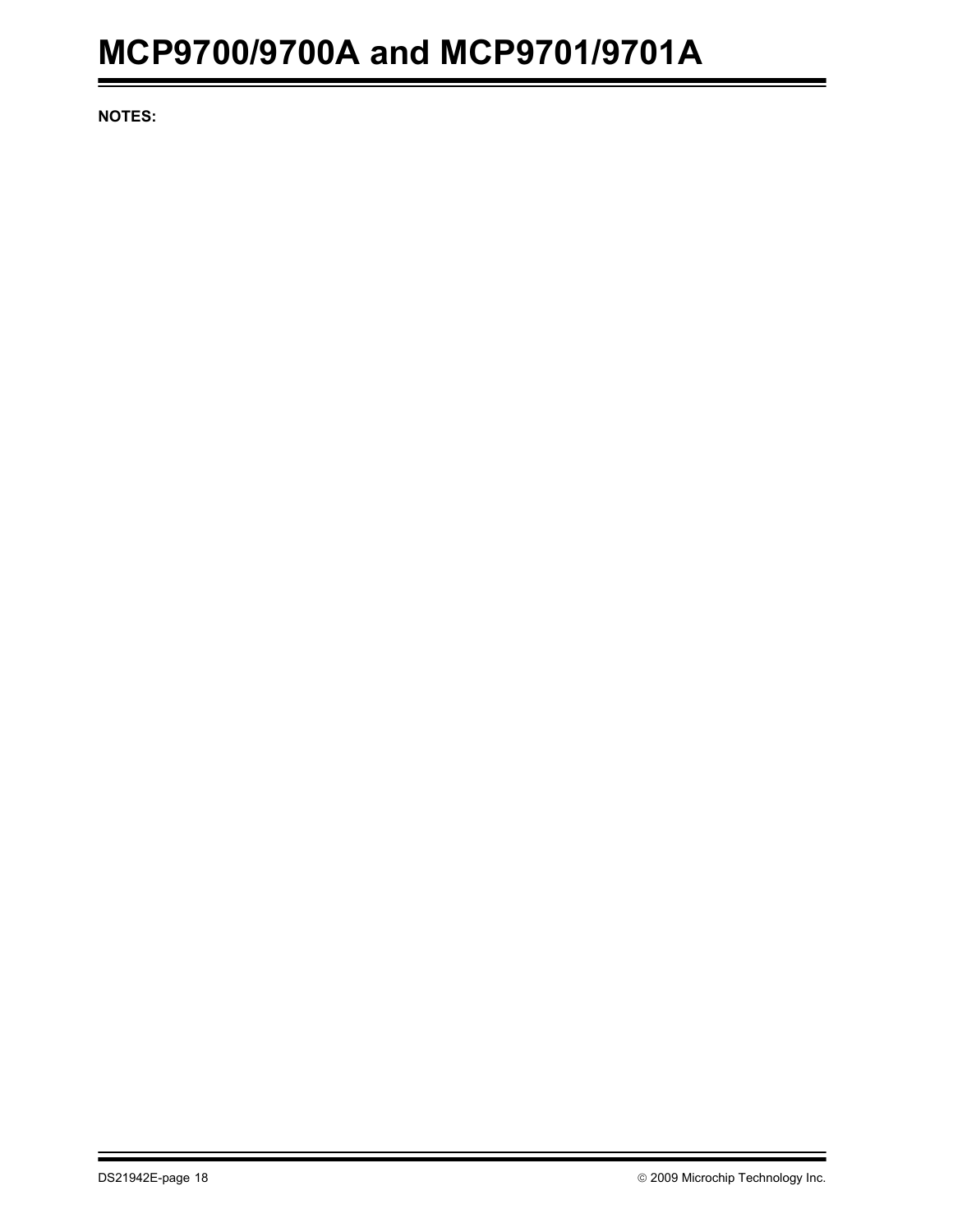**NOTES:**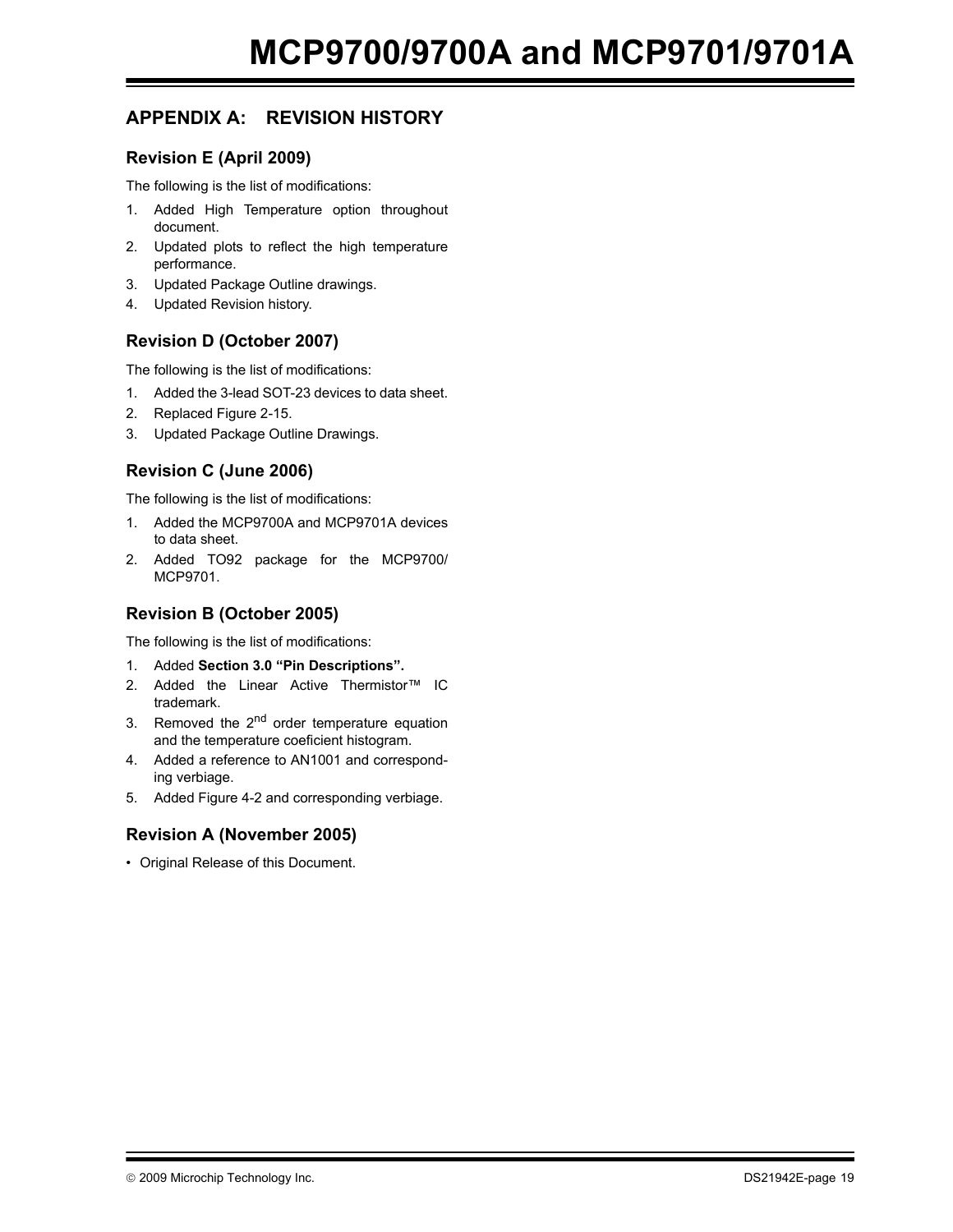## APPENDIX A: REVISION HISTORY

### Revision E (April 2009)

The following is the list of modifications:

1. Added High Temperature option throughout document.
2. Updated plots to reflect the high temperature performance.
3. Updated Package Outline drawings.
4. Updated Revision history.

### Revision D (October 2007)

The following is the list of modifications:

1. Added the 3-lead SOT-23 devices to data sheet.
2. Replaced Figure 2-15.
3. Updated Package Outline Drawings.

### Revision C (June 2006)

The following is the list of modifications:

1. Added the MCP9700A and MCP9701A devices to data sheet.
2. Added TO92 package for the MCP9700/ MCP9701.

### Revision B (October 2005)

The following is the list of modifications:

1. Added **Section 3.0 “Pin Descriptions”.**
2. Added the Linear Active Thermistor™ IC trademark.
3. Removed the 2$^{nd}$ order temperature equation and the temperature coeficient histogram.
4. Added a reference to AN1001 and corresponding verbiage.
5. Added Figure 4-2 and corresponding verbiage.

### Revision A (November 2005)

- Original Release of this Document.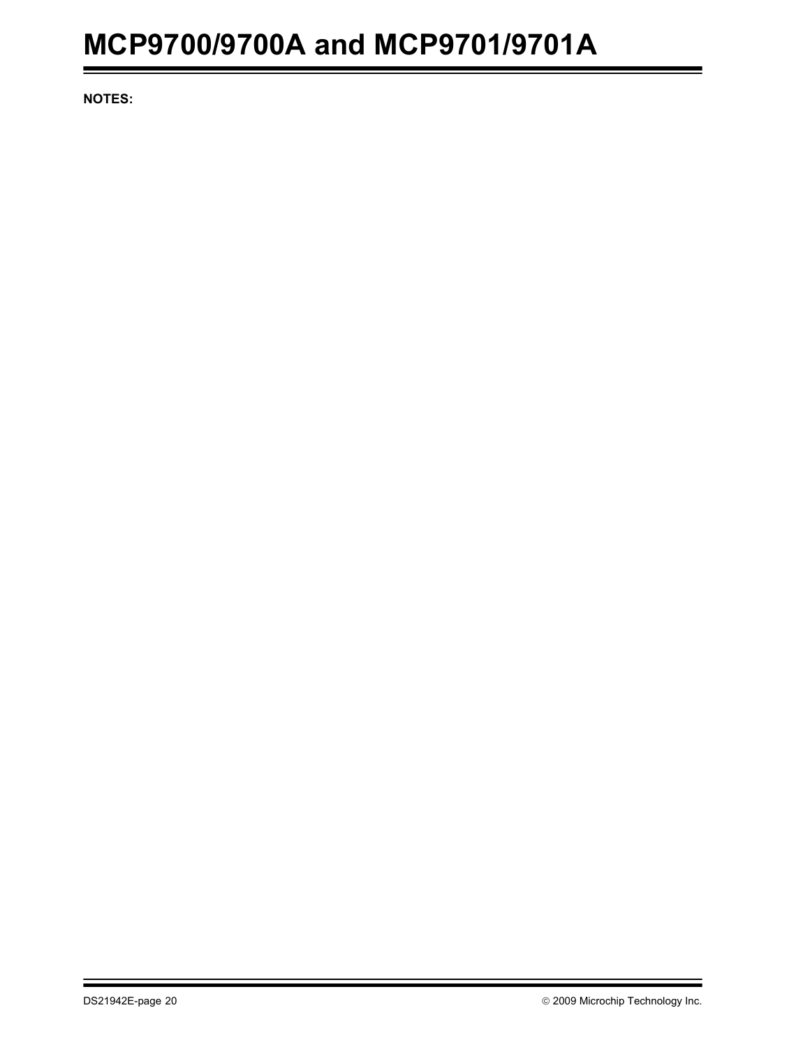NOTES: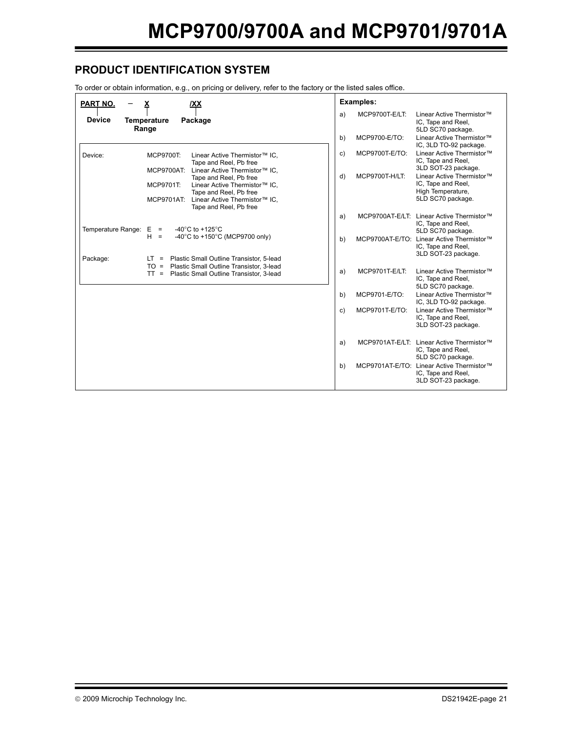## PRODUCT IDENTIFICATION SYSTEM

To order or obtain information, e.g., on pricing or delivery, refer to the factory or the listed sales office.

| PART NO. | – | X | /XX |
|---|---|---|---|
| Device | | Temperature Range | Package |

| | | |
|---|---|---|
| Device: | MCP9700T: | Linear Active Thermistor™ IC, Tape and Reel, Pb free |
| | MCP9700AT: | Linear Active Thermistor™ IC, Tape and Reel, Pb free |
| | MCP9701T: | Linear Active Thermistor™ IC, Tape and Reel, Pb free |
| | MCP9701AT: | Linear Active Thermistor™ IC, Tape and Reel, Pb free |
| Temperature Range: | E = | -40°C to +125°C |
| | H = | -40°C to +150°C (MCP9700 only) |
| Package: | LT = | Plastic Small Outline Transistor, 5-lead |
| | TO = | Plastic Small Outline Transistor, 3-lead |
| | TT = | Plastic Small Outline Transistor, 3-lead |

**Examples:**

| | | |
|---|---|---|
| a) | MCP9700T-E/LT: | Linear Active Thermistor™ IC, Tape and Reel, 5LD SC70 package. |
| b) | MCP9700-E/TO: | Linear Active Thermistor™ IC, 3LD TO-92 package. |
| c) | MCP9700T-E/TO: | Linear Active Thermistor™ IC, Tape and Reel, 3LD SOT-23 package. |
| d) | MCP9700T-H/LT: | Linear Active Thermistor™ IC, Tape and Reel, High Temperature, 5LD SC70 package. |

| | | |
|---|---|---|
| a) | MCP9700AT-E/LT: | Linear Active Thermistor™ IC, Tape and Reel, 5LD SC70 package. |
| b) | MCP9700AT-E/TO: | Linear Active Thermistor™ IC, Tape and Reel, 3LD SOT-23 package. |

| | | |
|---|---|---|
| a) | MCP9701T-E/LT: | Linear Active Thermistor™ IC, Tape and Reel, 5LD SC70 package. |
| b) | MCP9701-E/TO: | Linear Active Thermistor™ IC, 3LD TO-92 package. |
| c) | MCP9701T-E/TO: | Linear Active Thermistor™ IC, Tape and Reel, 3LD SOT-23 package. |

| | | |
|---|---|---|
| a) | MCP9701AT-E/LT: | Linear Active Thermistor™ IC, Tape and Reel, 5LD SC70 package. |
| b) | MCP9701AT-E/TO: | Linear Active Thermistor™ IC, Tape and Reel, 3LD SOT-23 package. |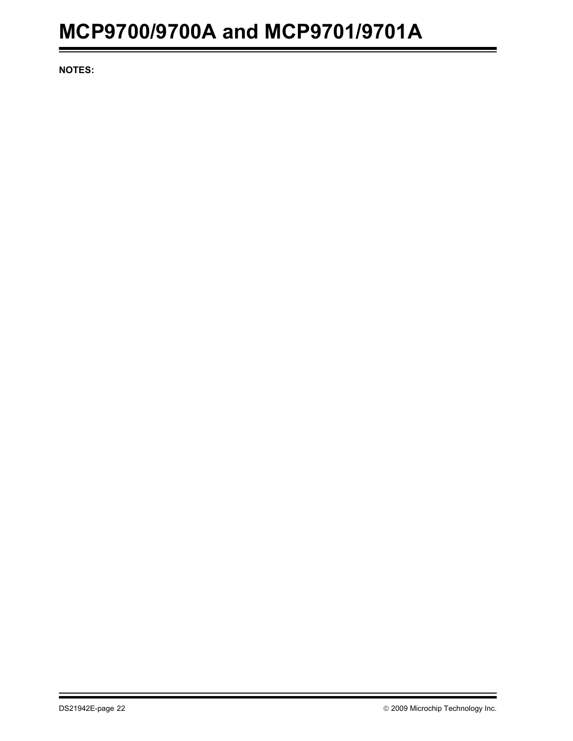**NOTES:**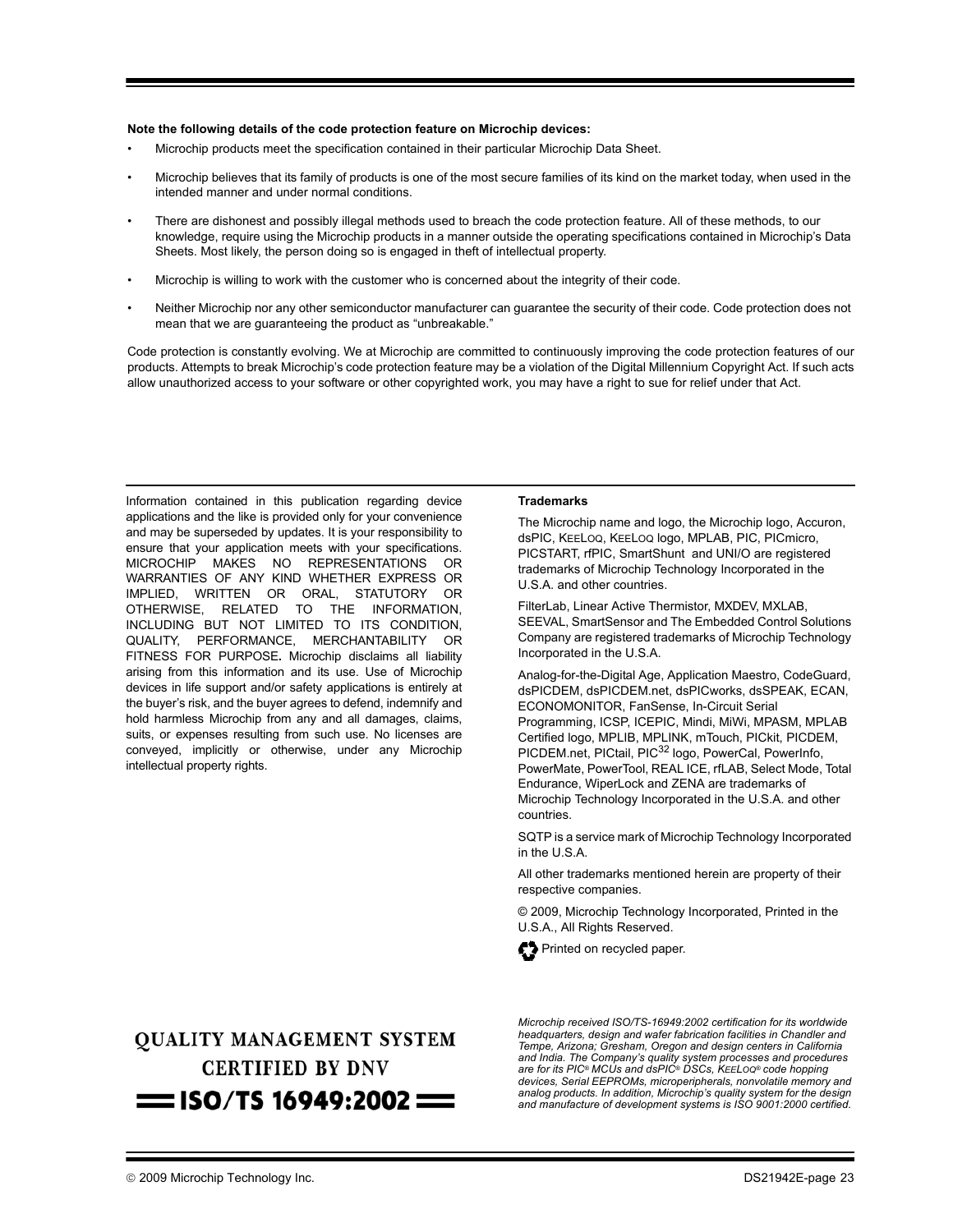**Note the following details of the code protection feature on Microchip devices:**

- Microchip products meet the specification contained in their particular Microchip Data Sheet.
- Microchip believes that its family of products is one of the most secure families of its kind on the market today, when used in the intended manner and under normal conditions.
- There are dishonest and possibly illegal methods used to breach the code protection feature. All of these methods, to our knowledge, require using the Microchip products in a manner outside the operating specifications contained in Microchip's Data Sheets. Most likely, the person doing so is engaged in theft of intellectual property.
- Microchip is willing to work with the customer who is concerned about the integrity of their code.
- Neither Microchip nor any other semiconductor manufacturer can guarantee the security of their code. Code protection does not mean that we are guaranteeing the product as "unbreakable."

Code protection is constantly evolving. We at Microchip are committed to continuously improving the code protection features of our products. Attempts to break Microchip's code protection feature may be a violation of the Digital Millennium Copyright Act. If such acts allow unauthorized access to your software or other copyrighted work, you may have a right to sue for relief under that Act.

Information contained in this publication regarding device applications and the like is provided only for your convenience and may be superseded by updates. It is your responsibility to ensure that your application meets with your specifications. MICROCHIP MAKES NO REPRESENTATIONS OR WARRANTIES OF ANY KIND WHETHER EXPRESS OR IMPLIED, WRITTEN OR ORAL, STATUTORY OR OTHERWISE, RELATED TO THE INFORMATION, INCLUDING BUT NOT LIMITED TO ITS CONDITION, QUALITY, PERFORMANCE, MERCHANTABILITY OR FITNESS FOR PURPOSE**.** Microchip disclaims all liability arising from this information and its use. Use of Microchip devices in life support and/or safety applications is entirely at the buyer's risk, and the buyer agrees to defend, indemnify and hold harmless Microchip from any and all damages, claims, suits, or expenses resulting from such use. No licenses are conveyed, implicitly or otherwise, under any Microchip intellectual property rights.

**Trademarks**

The Microchip name and logo, the Microchip logo, Accuron, dsPIC, KEELOQ, KEELOQ logo, MPLAB, PIC, PICmicro, PICSTART, rfPIC, SmartShunt and UNI/O are registered trademarks of Microchip Technology Incorporated in the U.S.A. and other countries.

FilterLab, Linear Active Thermistor, MXDEV, MXLAB, SEEVAL, SmartSensor and The Embedded Control Solutions Company are registered trademarks of Microchip Technology Incorporated in the U.S.A.

Analog-for-the-Digital Age, Application Maestro, CodeGuard, dsPICDEM, dsPICDEM.net, dsPICworks, dsSPEAK, ECAN, ECONOMONITOR, FanSense, In-Circuit Serial Programming, ICSP, ICEPIC, Mindi, MiWi, MPASM, MPLAB Certified logo, MPLIB, MPLINK, mTouch, PICkit, PICDEM, PICDEM.net, PICtail, PIC$^{32}$ logo, PowerCal, PowerInfo, PowerMate, PowerTool, REAL ICE, rfLAB, Select Mode, Total Endurance, WiperLock and ZENA are trademarks of Microchip Technology Incorporated in the U.S.A. and other countries.

SQTP is a service mark of Microchip Technology Incorporated in the U.S.A.

All other trademarks mentioned herein are property of their respective companies.

© 2009, Microchip Technology Incorporated, Printed in the U.S.A., All Rights Reserved.

Printed on recycled paper.

**QUALITY MANAGEMENT SYSTEM**
**CERTIFIED BY DNV**
**ISO/TS 16949:2002**

*Microchip received ISO/TS-16949:2002 certification for its worldwide headquarters, design and wafer fabrication facilities in Chandler and Tempe, Arizona; Gresham, Oregon and design centers in California and India. The Company's quality system processes and procedures are for its PIC® MCUs and dsPIC® DSCs, KEELOQ® code hopping devices, Serial EEPROMs, microperipherals, nonvolatile memory and analog products. In addition, Microchip's quality system for the design and manufacture of development systems is ISO 9001:2000 certified.*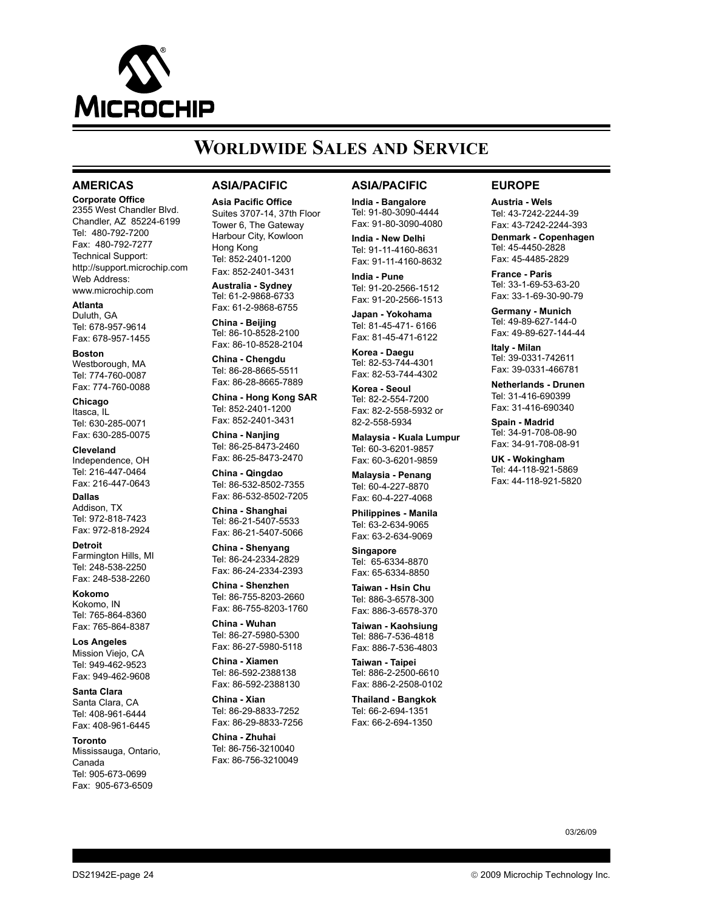MICROCHIP

# WORLDWIDE SALES AND SERVICE

## AMERICAS

**Corporate Office**
2355 West Chandler Blvd.
Chandler, AZ 85224-6199
Tel: 480-792-7200
Fax: 480-792-7277
Technical Support:
http://support.microchip.com
Web Address:
www.microchip.com

**Atlanta**
Duluth, GA
Tel: 678-957-9614
Fax: 678-957-1455

**Boston**
Westborough, MA
Tel: 774-760-0087
Fax: 774-760-0088

**Chicago**
Itasca, IL
Tel: 630-285-0071
Fax: 630-285-0075

**Cleveland**
Independence, OH
Tel: 216-447-0464
Fax: 216-447-0643

**Dallas**
Addison, TX
Tel: 972-818-7423
Fax: 972-818-2924

**Detroit**
Farmington Hills, MI
Tel: 248-538-2250
Fax: 248-538-2260

**Kokomo**
Kokomo, IN
Tel: 765-864-8360
Fax: 765-864-8387

**Los Angeles**
Mission Viejo, CA
Tel: 949-462-9523
Fax: 949-462-9608

**Santa Clara**
Santa Clara, CA
Tel: 408-961-6444
Fax: 408-961-6445

**Toronto**
Mississauga, Ontario,
Canada
Tel: 905-673-0699
Fax: 905-673-6509

## ASIA/PACIFIC

**Asia Pacific Office**
Suites 3707-14, 37th Floor
Tower 6, The Gateway
Harbour City, Kowloon
Hong Kong
Tel: 852-2401-1200
Fax: 852-2401-3431

**Australia - Sydney**
Tel: 61-2-9868-6733
Fax: 61-2-9868-6755

**China - Beijing**
Tel: 86-10-8528-2100
Fax: 86-10-8528-2104

**China - Chengdu**
Tel: 86-28-8665-5511
Fax: 86-28-8665-7889

**China - Hong Kong SAR**
Tel: 852-2401-1200
Fax: 852-2401-3431

**China - Nanjing**
Tel: 86-25-8473-2460
Fax: 86-25-8473-2470

**China - Qingdao**
Tel: 86-532-8502-7355
Fax: 86-532-8502-7205

**China - Shanghai**
Tel: 86-21-5407-5533
Fax: 86-21-5407-5066

**China - Shenyang**
Tel: 86-24-2334-2829
Fax: 86-24-2334-2393

**China - Shenzhen**
Tel: 86-755-8203-2660
Fax: 86-755-8203-1760

**China - Wuhan**
Tel: 86-27-5980-5300
Fax: 86-27-5980-5118

**China - Xiamen**
Tel: 86-592-2388138
Fax: 86-592-2388130

**China - Xian**
Tel: 86-29-8833-7252
Fax: 86-29-8833-7256

**China - Zhuhai**
Tel: 86-756-3210040
Fax: 86-756-3210049

## ASIA/PACIFIC

**India - Bangalore**
Tel: 91-80-3090-4444
Fax: 91-80-3090-4080

**India - New Delhi**
Tel: 91-11-4160-8631
Fax: 91-11-4160-8632

**India - Pune**
Tel: 91-20-2566-1512
Fax: 91-20-2566-1513

**Japan - Yokohama**
Tel: 81-45-471- 6166
Fax: 81-45-471-6122

**Korea - Daegu**
Tel: 82-53-744-4301
Fax: 82-53-744-4302

**Korea - Seoul**
Tel: 82-2-554-7200
Fax: 82-2-558-5932 or
82-2-558-5934

**Malaysia - Kuala Lumpur**
Tel: 60-3-6201-9857
Fax: 60-3-6201-9859

**Malaysia - Penang**
Tel: 60-4-227-8870
Fax: 60-4-227-4068

**Philippines - Manila**
Tel: 63-2-634-9065
Fax: 63-2-634-9069

**Singapore**
Tel: 65-6334-8870
Fax: 65-6334-8850

**Taiwan - Hsin Chu**
Tel: 886-3-6578-300
Fax: 886-3-6578-370

**Taiwan - Kaohsiung**
Tel: 886-7-536-4818
Fax: 886-7-536-4803

**Taiwan - Taipei**
Tel: 886-2-2500-6610
Fax: 886-2-2508-0102

**Thailand - Bangkok**
Tel: 66-2-694-1351
Fax: 66-2-694-1350

## EUROPE

**Austria - Wels**
Tel: 43-7242-2244-39
Fax: 43-7242-2244-393

**Denmark - Copenhagen**
Tel: 45-4450-2828
Fax: 45-4485-2829

**France - Paris**
Tel: 33-1-69-53-63-20
Fax: 33-1-69-30-90-79

**Germany - Munich**
Tel: 49-89-627-144-0
Fax: 49-89-627-144-44

**Italy - Milan**
Tel: 39-0331-742611
Fax: 39-0331-466781

**Netherlands - Drunen**
Tel: 31-416-690399
Fax: 31-416-690340

**Spain - Madrid**
Tel: 34-91-708-08-90
Fax: 34-91-708-08-91

**UK - Wokingham**
Tel: 44-118-921-5869
Fax: 44-118-921-5820

03/26/09